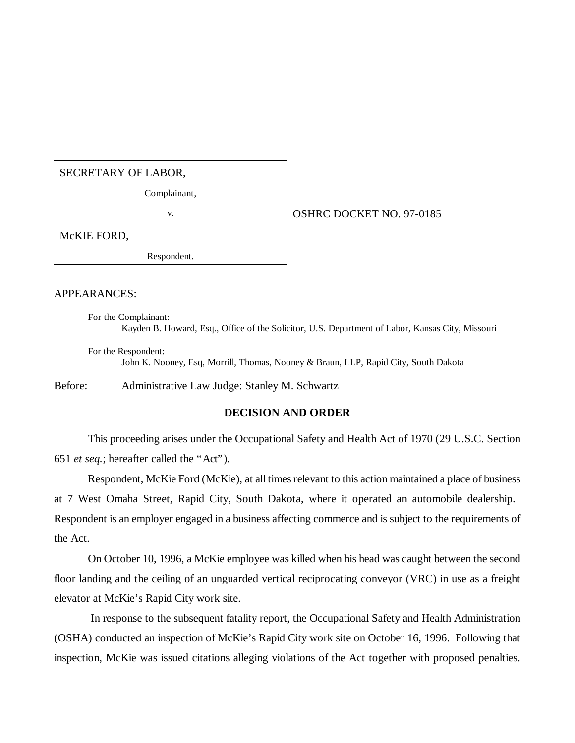| SECRETARY OF LABOR, | |
|---|---|
| Complainant, | |
| v. | OSHRC DOCKET NO. 97-0185 |
| McKIE FORD, | |
| Respondent. | |

APPEARANCES:

For the Complainant:
Kayden B. Howard, Esq., Office of the Solicitor, U.S. Department of Labor, Kansas City, Missouri

For the Respondent:
John K. Nooney, Esq, Morrill, Thomas, Nooney & Braun, LLP, Rapid City, South Dakota

Before: Administrative Law Judge: Stanley M. Schwartz

**DECISION AND ORDER**

This proceeding arises under the Occupational Safety and Health Act of 1970 (29 U.S.C. Section 651 *et seq.*; hereafter called the "Act").

Respondent, McKie Ford (McKie), at all times relevant to this action maintained a place of business at 7 West Omaha Street, Rapid City, South Dakota, where it operated an automobile dealership. Respondent is an employer engaged in a business affecting commerce and is subject to the requirements of the Act.

On October 10, 1996, a McKie employee was killed when his head was caught between the second floor landing and the ceiling of an unguarded vertical reciprocating conveyor (VRC) in use as a freight elevator at McKie's Rapid City work site.

In response to the subsequent fatality report, the Occupational Safety and Health Administration (OSHA) conducted an inspection of McKie's Rapid City work site on October 16, 1996. Following that inspection, McKie was issued citations alleging violations of the Act together with proposed penalties.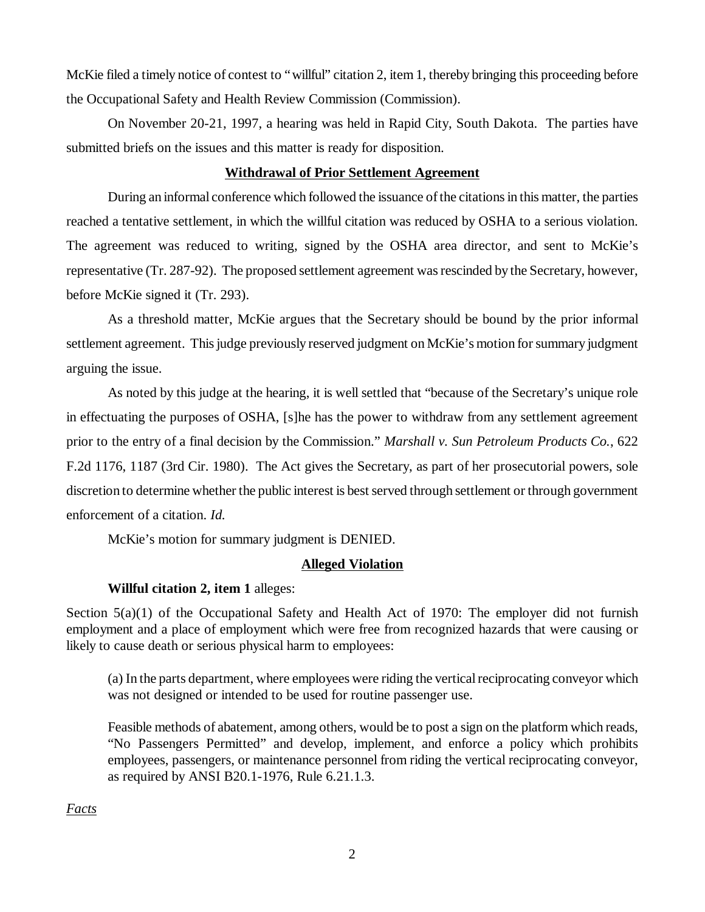McKie filed a timely notice of contest to "willful" citation 2, item 1, thereby bringing this proceeding before the Occupational Safety and Health Review Commission (Commission).

On November 20-21, 1997, a hearing was held in Rapid City, South Dakota. The parties have submitted briefs on the issues and this matter is ready for disposition.

**Withdrawal of Prior Settlement Agreement**

During an informal conference which followed the issuance of the citations in this matter, the parties reached a tentative settlement, in which the willful citation was reduced by OSHA to a serious violation. The agreement was reduced to writing, signed by the OSHA area director, and sent to McKie's representative (Tr. 287-92). The proposed settlement agreement was rescinded by the Secretary, however, before McKie signed it (Tr. 293).

As a threshold matter, McKie argues that the Secretary should be bound by the prior informal settlement agreement. This judge previously reserved judgment on McKie's motion for summary judgment arguing the issue.

As noted by this judge at the hearing, it is well settled that "because of the Secretary's unique role in effectuating the purposes of OSHA, [s]he has the power to withdraw from any settlement agreement prior to the entry of a final decision by the Commission." *Marshall v. Sun Petroleum Products Co.*, 622 F.2d 1176, 1187 (3rd Cir. 1980). The Act gives the Secretary, as part of her prosecutorial powers, sole discretion to determine whether the public interest is best served through settlement or through government enforcement of a citation. *Id.*

McKie's motion for summary judgment is DENIED.

**Alleged Violation**

**Willful citation 2, item 1** alleges:

Section 5(a)(1) of the Occupational Safety and Health Act of 1970: The employer did not furnish employment and a place of employment which were free from recognized hazards that were causing or likely to cause death or serious physical harm to employees:

> (a) In the parts department, where employees were riding the vertical reciprocating conveyor which was not designed or intended to be used for routine passenger use.
>
> Feasible methods of abatement, among others, would be to post a sign on the platform which reads, "No Passengers Permitted" and develop, implement, and enforce a policy which prohibits employees, passengers, or maintenance personnel from riding the vertical reciprocating conveyor, as required by ANSI B20.1-1976, Rule 6.21.1.3.

*Facts*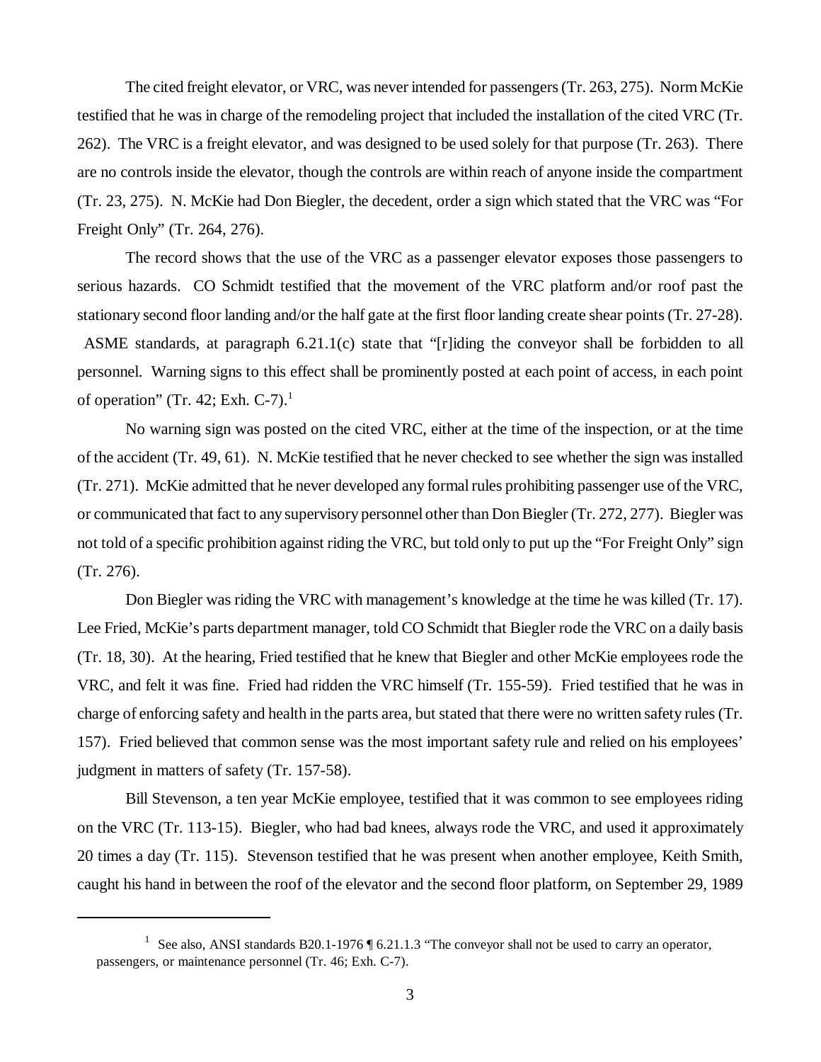The cited freight elevator, or VRC, was never intended for passengers (Tr. 263, 275). Norm McKie testified that he was in charge of the remodeling project that included the installation of the cited VRC (Tr. 262). The VRC is a freight elevator, and was designed to be used solely for that purpose (Tr. 263). There are no controls inside the elevator, though the controls are within reach of anyone inside the compartment (Tr. 23, 275). N. McKie had Don Biegler, the decedent, order a sign which stated that the VRC was "For Freight Only" (Tr. 264, 276).

The record shows that the use of the VRC as a passenger elevator exposes those passengers to serious hazards. CO Schmidt testified that the movement of the VRC platform and/or roof past the stationary second floor landing and/or the half gate at the first floor landing create shear points (Tr. 27-28). ASME standards, at paragraph 6.21.1(c) state that "[r]iding the conveyor shall be forbidden to all personnel. Warning signs to this effect shall be prominently posted at each point of access, in each point of operation" (Tr. 42; Exh. C-7).[1]

No warning sign was posted on the cited VRC, either at the time of the inspection, or at the time of the accident (Tr. 49, 61). N. McKie testified that he never checked to see whether the sign was installed (Tr. 271). McKie admitted that he never developed any formal rules prohibiting passenger use of the VRC, or communicated that fact to any supervisory personnel other than Don Biegler (Tr. 272, 277). Biegler was not told of a specific prohibition against riding the VRC, but told only to put up the "For Freight Only" sign (Tr. 276).

Don Biegler was riding the VRC with management's knowledge at the time he was killed (Tr. 17). Lee Fried, McKie's parts department manager, told CO Schmidt that Biegler rode the VRC on a daily basis (Tr. 18, 30). At the hearing, Fried testified that he knew that Biegler and other McKie employees rode the VRC, and felt it was fine. Fried had ridden the VRC himself (Tr. 155-59). Fried testified that he was in charge of enforcing safety and health in the parts area, but stated that there were no written safety rules (Tr. 157). Fried believed that common sense was the most important safety rule and relied on his employees' judgment in matters of safety (Tr. 157-58).

Bill Stevenson, a ten year McKie employee, testified that it was common to see employees riding on the VRC (Tr. 113-15). Biegler, who had bad knees, always rode the VRC, and used it approximately 20 times a day (Tr. 115). Stevenson testified that he was present when another employee, Keith Smith, caught his hand in between the roof of the elevator and the second floor platform, on September 29, 1989

---

[1] See also, ANSI standards B20.1-1976 ¶ 6.21.1.3 "The conveyor shall not be used to carry an operator, passengers, or maintenance personnel (Tr. 46; Exh. C-7).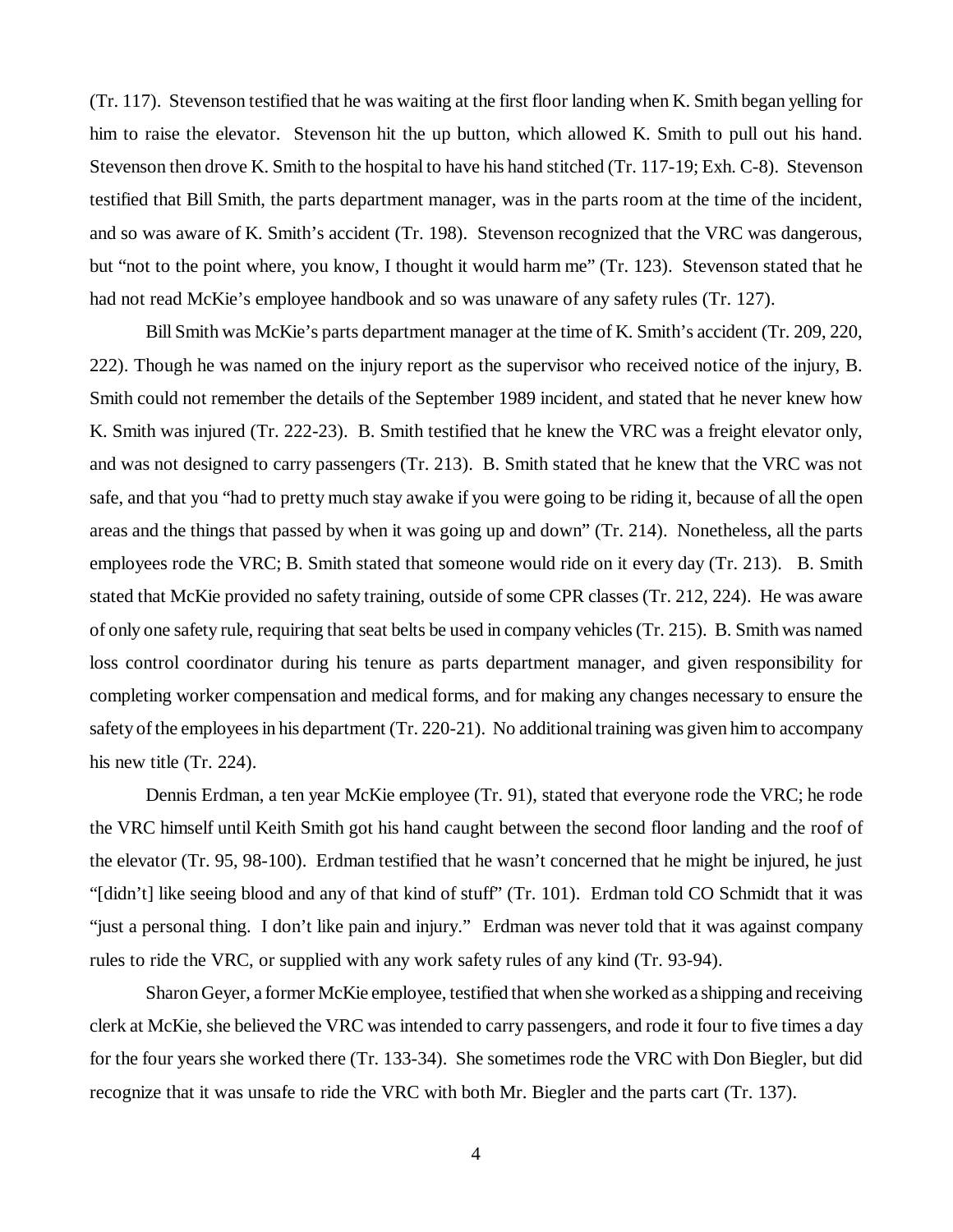(Tr. 117). Stevenson testified that he was waiting at the first floor landing when K. Smith began yelling for him to raise the elevator. Stevenson hit the up button, which allowed K. Smith to pull out his hand. Stevenson then drove K. Smith to the hospital to have his hand stitched (Tr. 117-19; Exh. C-8). Stevenson testified that Bill Smith, the parts department manager, was in the parts room at the time of the incident, and so was aware of K. Smith's accident (Tr. 198). Stevenson recognized that the VRC was dangerous, but "not to the point where, you know, I thought it would harm me" (Tr. 123). Stevenson stated that he had not read McKie's employee handbook and so was unaware of any safety rules (Tr. 127).

Bill Smith was McKie's parts department manager at the time of K. Smith's accident (Tr. 209, 220, 222). Though he was named on the injury report as the supervisor who received notice of the injury, B. Smith could not remember the details of the September 1989 incident, and stated that he never knew how K. Smith was injured (Tr. 222-23). B. Smith testified that he knew the VRC was a freight elevator only, and was not designed to carry passengers (Tr. 213). B. Smith stated that he knew that the VRC was not safe, and that you "had to pretty much stay awake if you were going to be riding it, because of all the open areas and the things that passed by when it was going up and down" (Tr. 214). Nonetheless, all the parts employees rode the VRC; B. Smith stated that someone would ride on it every day (Tr. 213). B. Smith stated that McKie provided no safety training, outside of some CPR classes (Tr. 212, 224). He was aware of only one safety rule, requiring that seat belts be used in company vehicles (Tr. 215). B. Smith was named loss control coordinator during his tenure as parts department manager, and given responsibility for completing worker compensation and medical forms, and for making any changes necessary to ensure the safety of the employees in his department (Tr. 220-21). No additional training was given him to accompany his new title (Tr. 224).

Dennis Erdman, a ten year McKie employee (Tr. 91), stated that everyone rode the VRC; he rode the VRC himself until Keith Smith got his hand caught between the second floor landing and the roof of the elevator (Tr. 95, 98-100). Erdman testified that he wasn't concerned that he might be injured, he just "[didn't] like seeing blood and any of that kind of stuff" (Tr. 101). Erdman told CO Schmidt that it was "just a personal thing. I don't like pain and injury." Erdman was never told that it was against company rules to ride the VRC, or supplied with any work safety rules of any kind (Tr. 93-94).

Sharon Geyer, a former McKie employee, testified that when she worked as a shipping and receiving clerk at McKie, she believed the VRC was intended to carry passengers, and rode it four to five times a day for the four years she worked there (Tr. 133-34). She sometimes rode the VRC with Don Biegler, but did recognize that it was unsafe to ride the VRC with both Mr. Biegler and the parts cart (Tr. 137).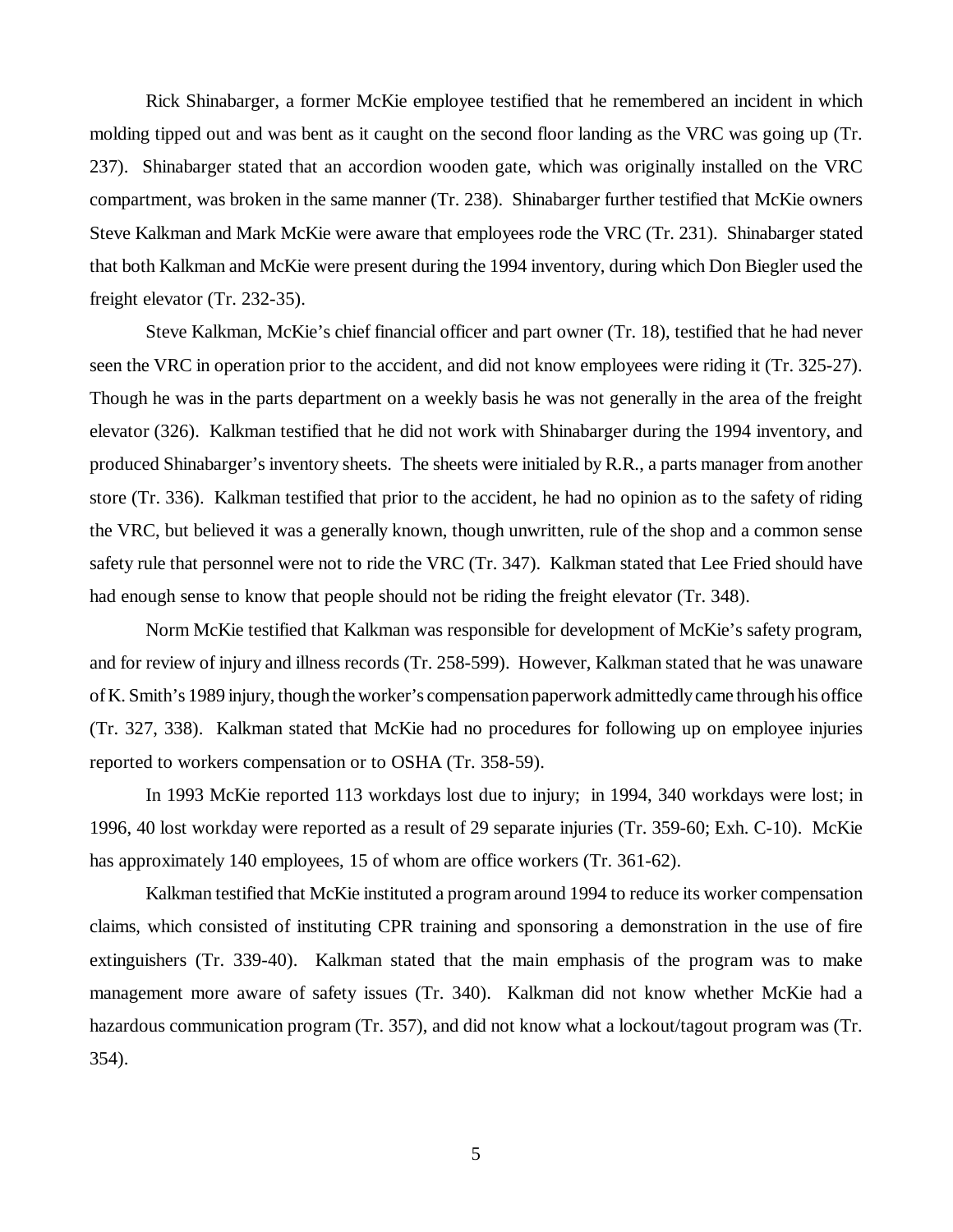Rick Shinabarger, a former McKie employee testified that he remembered an incident in which molding tipped out and was bent as it caught on the second floor landing as the VRC was going up (Tr. 237). Shinabarger stated that an accordion wooden gate, which was originally installed on the VRC compartment, was broken in the same manner (Tr. 238). Shinabarger further testified that McKie owners Steve Kalkman and Mark McKie were aware that employees rode the VRC (Tr. 231). Shinabarger stated that both Kalkman and McKie were present during the 1994 inventory, during which Don Biegler used the freight elevator (Tr. 232-35).

Steve Kalkman, McKie's chief financial officer and part owner (Tr. 18), testified that he had never seen the VRC in operation prior to the accident, and did not know employees were riding it (Tr. 325-27). Though he was in the parts department on a weekly basis he was not generally in the area of the freight elevator (326). Kalkman testified that he did not work with Shinabarger during the 1994 inventory, and produced Shinabarger's inventory sheets. The sheets were initialed by R.R., a parts manager from another store (Tr. 336). Kalkman testified that prior to the accident, he had no opinion as to the safety of riding the VRC, but believed it was a generally known, though unwritten, rule of the shop and a common sense safety rule that personnel were not to ride the VRC (Tr. 347). Kalkman stated that Lee Fried should have had enough sense to know that people should not be riding the freight elevator (Tr. 348).

Norm McKie testified that Kalkman was responsible for development of McKie's safety program, and for review of injury and illness records (Tr. 258-599). However, Kalkman stated that he was unaware of K. Smith's 1989 injury, though the worker's compensation paperwork admittedly came through his office (Tr. 327, 338). Kalkman stated that McKie had no procedures for following up on employee injuries reported to workers compensation or to OSHA (Tr. 358-59).

In 1993 McKie reported 113 workdays lost due to injury; in 1994, 340 workdays were lost; in 1996, 40 lost workday were reported as a result of 29 separate injuries (Tr. 359-60; Exh. C-10). McKie has approximately 140 employees, 15 of whom are office workers (Tr. 361-62).

Kalkman testified that McKie instituted a program around 1994 to reduce its worker compensation claims, which consisted of instituting CPR training and sponsoring a demonstration in the use of fire extinguishers (Tr. 339-40). Kalkman stated that the main emphasis of the program was to make management more aware of safety issues (Tr. 340). Kalkman did not know whether McKie had a hazardous communication program (Tr. 357), and did not know what a lockout/tagout program was (Tr. 354).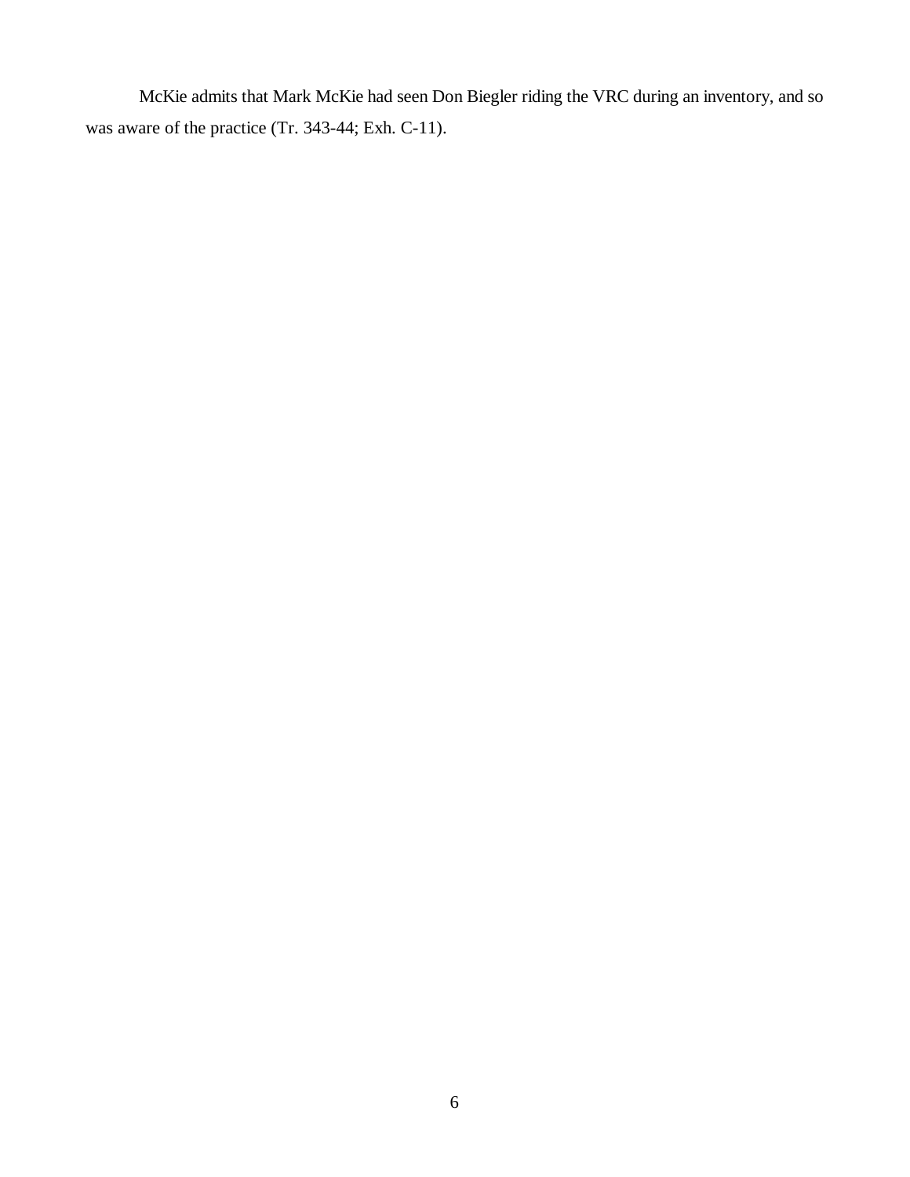McKie admits that Mark McKie had seen Don Biegler riding the VRC during an inventory, and so was aware of the practice (Tr. 343-44; Exh. C-11).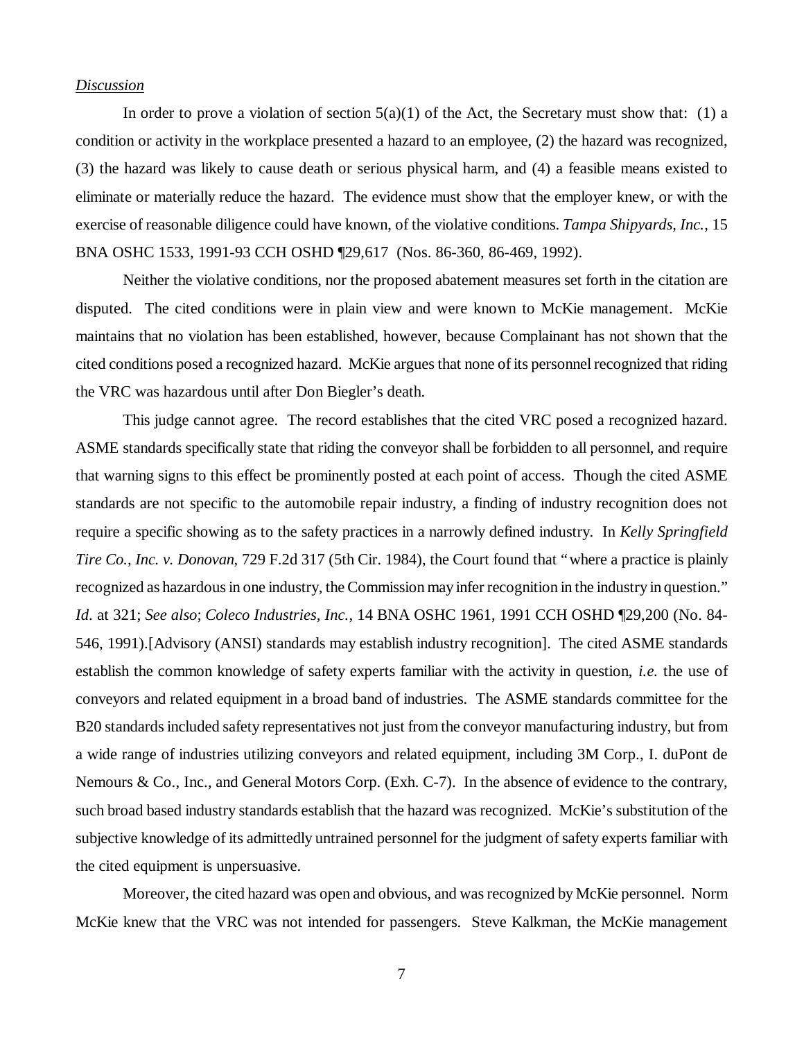*Discussion*

In order to prove a violation of section 5(a)(1) of the Act, the Secretary must show that: (1) a condition or activity in the workplace presented a hazard to an employee, (2) the hazard was recognized, (3) the hazard was likely to cause death or serious physical harm, and (4) a feasible means existed to eliminate or materially reduce the hazard. The evidence must show that the employer knew, or with the exercise of reasonable diligence could have known, of the violative conditions. *Tampa Shipyards, Inc.*, 15 BNA OSHC 1533, 1991-93 CCH OSHD ¶29,617 (Nos. 86-360, 86-469, 1992).

Neither the violative conditions, nor the proposed abatement measures set forth in the citation are disputed. The cited conditions were in plain view and were known to McKie management. McKie maintains that no violation has been established, however, because Complainant has not shown that the cited conditions posed a recognized hazard. McKie argues that none of its personnel recognized that riding the VRC was hazardous until after Don Biegler's death.

This judge cannot agree. The record establishes that the cited VRC posed a recognized hazard. ASME standards specifically state that riding the conveyor shall be forbidden to all personnel, and require that warning signs to this effect be prominently posted at each point of access. Though the cited ASME standards are not specific to the automobile repair industry, a finding of industry recognition does not require a specific showing as to the safety practices in a narrowly defined industry. In *Kelly Springfield Tire Co., Inc. v. Donovan*, 729 F.2d 317 (5th Cir. 1984), the Court found that "where a practice is plainly recognized as hazardous in one industry, the Commission may infer recognition in the industry in question." *Id*. at 321; *See also*; *Coleco Industries, Inc.*, 14 BNA OSHC 1961, 1991 CCH OSHD ¶29,200 (No. 84-546, 1991).[Advisory (ANSI) standards may establish industry recognition]. The cited ASME standards establish the common knowledge of safety experts familiar with the activity in question, *i.e.* the use of conveyors and related equipment in a broad band of industries. The ASME standards committee for the B20 standards included safety representatives not just from the conveyor manufacturing industry, but from a wide range of industries utilizing conveyors and related equipment, including 3M Corp., I. duPont de Nemours & Co., Inc., and General Motors Corp. (Exh. C-7). In the absence of evidence to the contrary, such broad based industry standards establish that the hazard was recognized. McKie's substitution of the subjective knowledge of its admittedly untrained personnel for the judgment of safety experts familiar with the cited equipment is unpersuasive.

Moreover, the cited hazard was open and obvious, and was recognized by McKie personnel. Norm McKie knew that the VRC was not intended for passengers. Steve Kalkman, the McKie management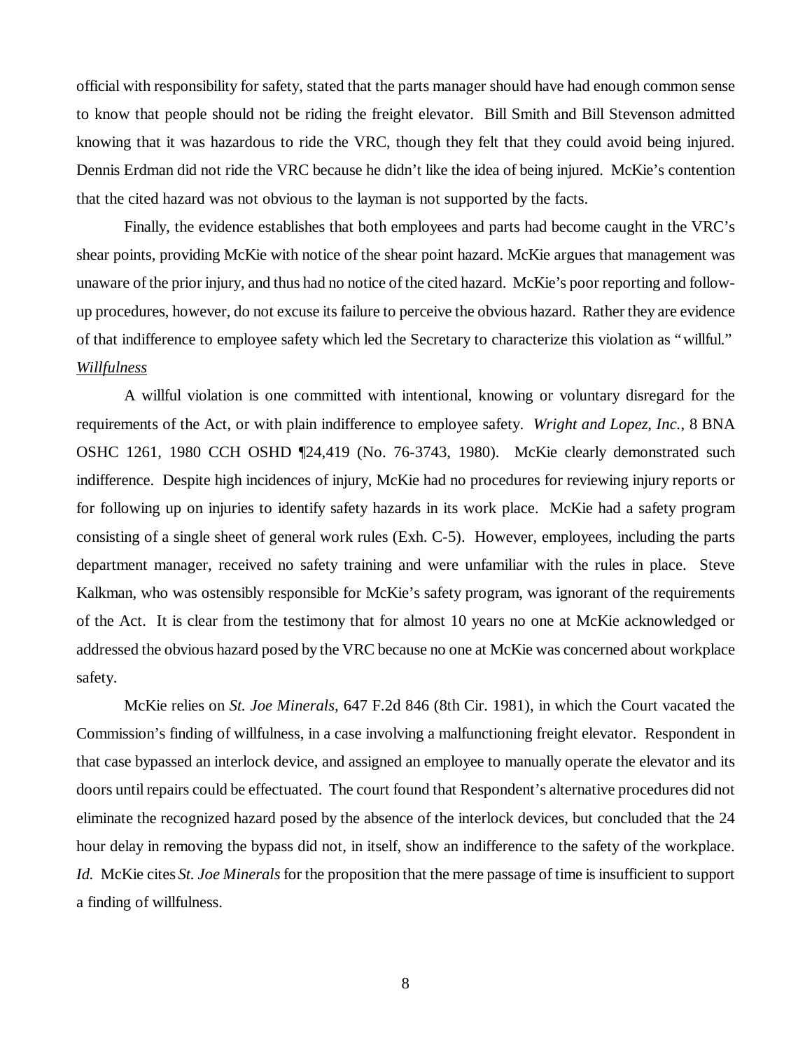official with responsibility for safety, stated that the parts manager should have had enough common sense to know that people should not be riding the freight elevator. Bill Smith and Bill Stevenson admitted knowing that it was hazardous to ride the VRC, though they felt that they could avoid being injured. Dennis Erdman did not ride the VRC because he didn't like the idea of being injured. McKie's contention that the cited hazard was not obvious to the layman is not supported by the facts.

Finally, the evidence establishes that both employees and parts had become caught in the VRC's shear points, providing McKie with notice of the shear point hazard. McKie argues that management was unaware of the prior injury, and thus had no notice of the cited hazard. McKie's poor reporting and follow-up procedures, however, do not excuse its failure to perceive the obvious hazard. Rather they are evidence of that indifference to employee safety which led the Secretary to characterize this violation as "willful."

<u>*Willfulness*</u>

A willful violation is one committed with intentional, knowing or voluntary disregard for the requirements of the Act, or with plain indifference to employee safety. *Wright and Lopez, Inc.*, 8 BNA OSHC 1261, 1980 CCH OSHD ¶24,419 (No. 76-3743, 1980). McKie clearly demonstrated such indifference. Despite high incidences of injury, McKie had no procedures for reviewing injury reports or for following up on injuries to identify safety hazards in its work place. McKie had a safety program consisting of a single sheet of general work rules (Exh. C-5). However, employees, including the parts department manager, received no safety training and were unfamiliar with the rules in place. Steve Kalkman, who was ostensibly responsible for McKie's safety program, was ignorant of the requirements of the Act. It is clear from the testimony that for almost 10 years no one at McKie acknowledged or addressed the obvious hazard posed by the VRC because no one at McKie was concerned about workplace safety.

McKie relies on *St. Joe Minerals*, 647 F.2d 846 (8th Cir. 1981), in which the Court vacated the Commission's finding of willfulness, in a case involving a malfunctioning freight elevator. Respondent in that case bypassed an interlock device, and assigned an employee to manually operate the elevator and its doors until repairs could be effectuated. The court found that Respondent's alternative procedures did not eliminate the recognized hazard posed by the absence of the interlock devices, but concluded that the 24 hour delay in removing the bypass did not, in itself, show an indifference to the safety of the workplace. *Id.* McKie cites *St. Joe Minerals* for the proposition that the mere passage of time is insufficient to support a finding of willfulness.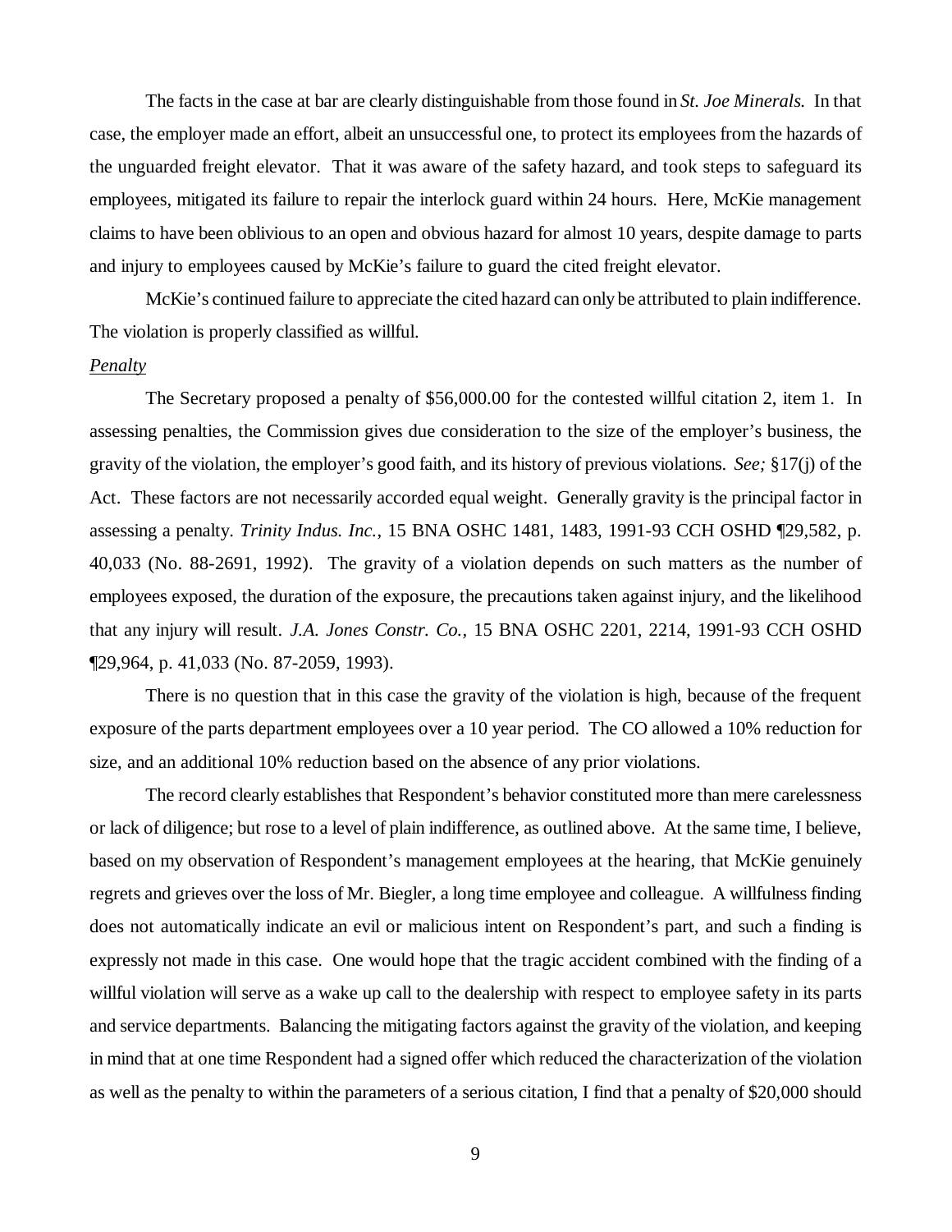The facts in the case at bar are clearly distinguishable from those found in *St. Joe Minerals.* In that case, the employer made an effort, albeit an unsuccessful one, to protect its employees from the hazards of the unguarded freight elevator. That it was aware of the safety hazard, and took steps to safeguard its employees, mitigated its failure to repair the interlock guard within 24 hours. Here, McKie management claims to have been oblivious to an open and obvious hazard for almost 10 years, despite damage to parts and injury to employees caused by McKie's failure to guard the cited freight elevator.

McKie's continued failure to appreciate the cited hazard can only be attributed to plain indifference. The violation is properly classified as willful.

*Penalty*

The Secretary proposed a penalty of $56,000.00 for the contested willful citation 2, item 1. In assessing penalties, the Commission gives due consideration to the size of the employer's business, the gravity of the violation, the employer's good faith, and its history of previous violations. *See;* §17(j) of the Act. These factors are not necessarily accorded equal weight. Generally gravity is the principal factor in assessing a penalty. *Trinity Indus. Inc.*, 15 BNA OSHC 1481, 1483, 1991-93 CCH OSHD ¶29,582, p. 40,033 (No. 88-2691, 1992). The gravity of a violation depends on such matters as the number of employees exposed, the duration of the exposure, the precautions taken against injury, and the likelihood that any injury will result. *J.A. Jones Constr. Co.*, 15 BNA OSHC 2201, 2214, 1991-93 CCH OSHD ¶29,964, p. 41,033 (No. 87-2059, 1993).

There is no question that in this case the gravity of the violation is high, because of the frequent exposure of the parts department employees over a 10 year period. The CO allowed a 10% reduction for size, and an additional 10% reduction based on the absence of any prior violations.

The record clearly establishes that Respondent's behavior constituted more than mere carelessness or lack of diligence; but rose to a level of plain indifference, as outlined above. At the same time, I believe, based on my observation of Respondent's management employees at the hearing, that McKie genuinely regrets and grieves over the loss of Mr. Biegler, a long time employee and colleague. A willfulness finding does not automatically indicate an evil or malicious intent on Respondent's part, and such a finding is expressly not made in this case. One would hope that the tragic accident combined with the finding of a willful violation will serve as a wake up call to the dealership with respect to employee safety in its parts and service departments. Balancing the mitigating factors against the gravity of the violation, and keeping in mind that at one time Respondent had a signed offer which reduced the characterization of the violation as well as the penalty to within the parameters of a serious citation, I find that a penalty of $20,000 should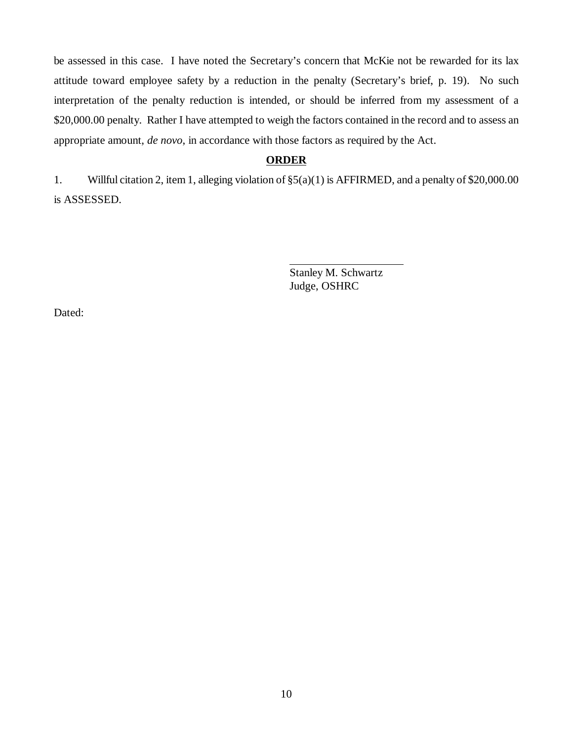be assessed in this case. I have noted the Secretary's concern that McKie not be rewarded for its lax attitude toward employee safety by a reduction in the penalty (Secretary's brief, p. 19). No such interpretation of the penalty reduction is intended, or should be inferred from my assessment of a $20,000.00 penalty. Rather I have attempted to weigh the factors contained in the record and to assess an appropriate amount, *de novo*, in accordance with those factors as required by the Act.

**ORDER**

1. Willful citation 2, item 1, alleging violation of §5(a)(1) is AFFIRMED, and a penalty of $20,000.00 is ASSESSED.

Stanley M. Schwartz
Judge, OSHRC

Dated: